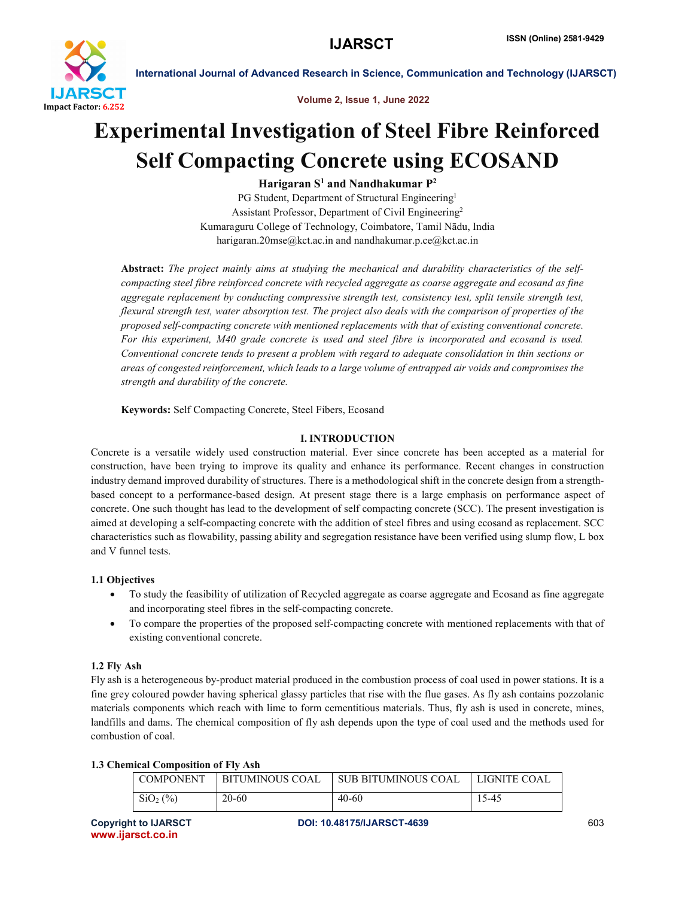# Experimental Investigation of Steel Fibre Reinforced Self Compacting Concrete using ECOSAND

**Harigaran S[1] and Nandhakumar P[2]**

PG Student, Department of Structural Engineering[1]

Assistant Professor, Department of Civil Engineering[2]

Kumaraguru College of Technology, Coimbatore, Tamil Nādu, India

harigaran.20mse@kct.ac.in and nandhakumar.p.ce@kct.ac.in

**Abstract:** *The project mainly aims at studying the mechanical and durability characteristics of the self-compacting steel fibre reinforced concrete with recycled aggregate as coarse aggregate and ecosand as fine aggregate replacement by conducting compressive strength test, consistency test, split tensile strength test, flexural strength test, water absorption test. The project also deals with the comparison of properties of the proposed self-compacting concrete with mentioned replacements with that of existing conventional concrete. For this experiment, M40 grade concrete is used and steel fibre is incorporated and ecosand is used. Conventional concrete tends to present a problem with regard to adequate consolidation in thin sections or areas of congested reinforcement, which leads to a large volume of entrapped air voids and compromises the strength and durability of the concrete.*

**Keywords:** Self Compacting Concrete, Steel Fibers, Ecosand

## I. INTRODUCTION

Concrete is a versatile widely used construction material. Ever since concrete has been accepted as a material for construction, have been trying to improve its quality and enhance its performance. Recent changes in construction industry demand improved durability of structures. There is a methodological shift in the concrete design from a strength-based concept to a performance-based design. At present stage there is a large emphasis on performance aspect of concrete. One such thought has lead to the development of self compacting concrete (SCC). The present investigation is aimed at developing a self-compacting concrete with the addition of steel fibres and using ecosand as replacement. SCC characteristics such as flowability, passing ability and segregation resistance have been verified using slump flow, L box and V funnel tests.

### 1.1 Objectives

- To study the feasibility of utilization of Recycled aggregate as coarse aggregate and Ecosand as fine aggregate and incorporating steel fibres in the self-compacting concrete.
- To compare the properties of the proposed self-compacting concrete with mentioned replacements with that of existing conventional concrete.

### 1.2 Fly Ash

Fly ash is a heterogeneous by-product material produced in the combustion process of coal used in power stations. It is a fine grey coloured powder having spherical glassy particles that rise with the flue gases. As fly ash contains pozzolanic materials components which reach with lime to form cementitious materials. Thus, fly ash is used in concrete, mines, landfills and dams. The chemical composition of fly ash depends upon the type of coal used and the methods used for combustion of coal.

### 1.3 Chemical Composition of Fly Ash

| COMPONENT | BITUMINOUS COAL | SUB BITUMINOUS COAL | LIGNITE COAL |
|---|---|---|---|
| $SiO_2$ (%) | 20-60 | 40-60 | 15-45 |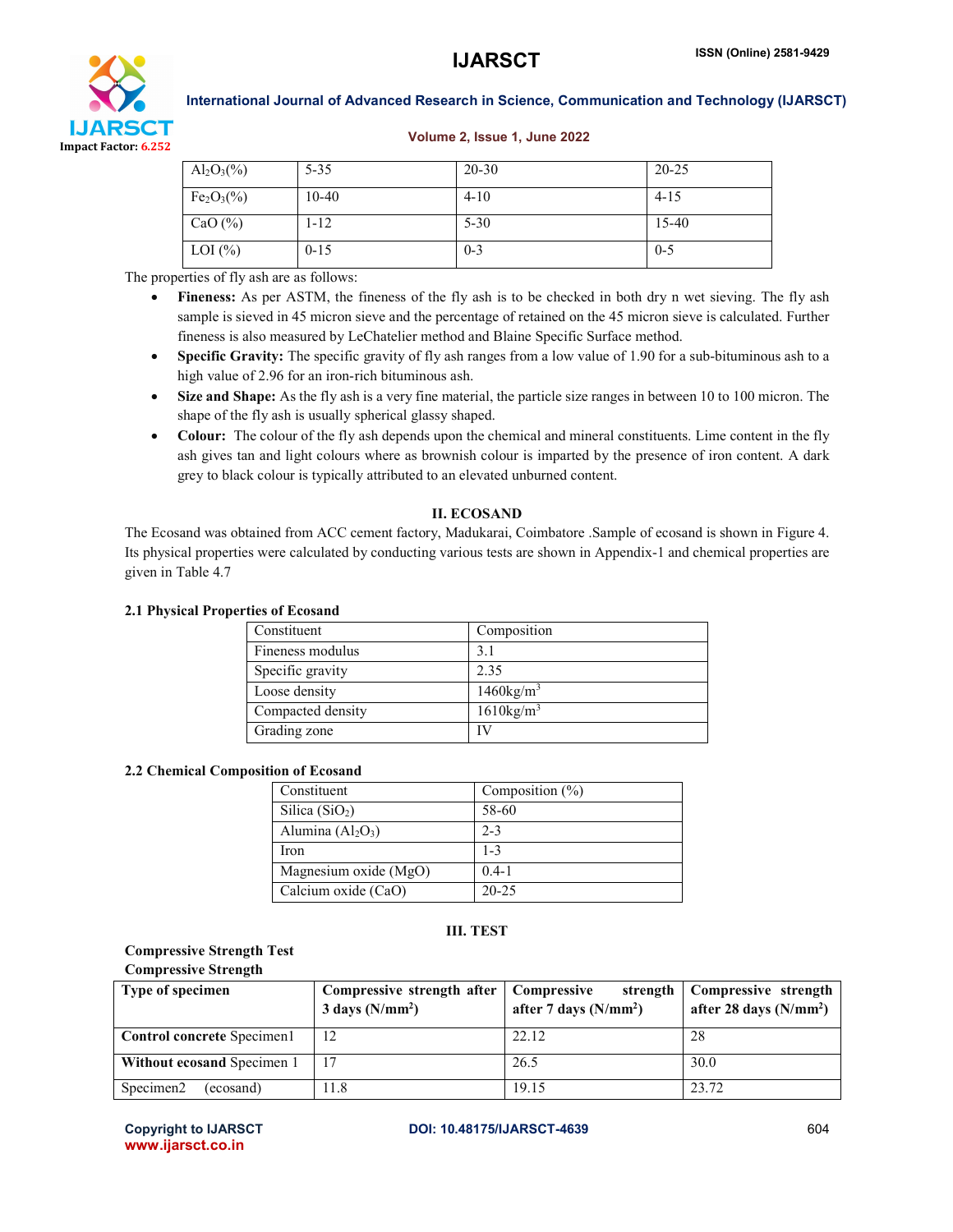| $Al_2O_3$(%) | 5-35 | 20-30 | 20-25 |
|---|---|---|---|
| $Fe_2O_3$(%) | 10-40 | 4-10 | 4-15 |
| CaO (%) | 1-12 | 5-30 | 15-40 |
| LOI (%) | 0-15 | 0-3 | 0-5 |

The properties of fly ash are as follows:

- **Fineness:** As per ASTM, the fineness of the fly ash is to be checked in both dry n wet sieving. The fly ash sample is sieved in 45 micron sieve and the percentage of retained on the 45 micron sieve is calculated. Further fineness is also measured by LeChatelier method and Blaine Specific Surface method.
- **Specific Gravity:** The specific gravity of fly ash ranges from a low value of 1.90 for a sub-bituminous ash to a high value of 2.96 for an iron-rich bituminous ash.
- **Size and Shape:** As the fly ash is a very fine material, the particle size ranges in between 10 to 100 micron. The shape of the fly ash is usually spherical glassy shaped.
- **Colour:** The colour of the fly ash depends upon the chemical and mineral constituents. Lime content in the fly ash gives tan and light colours where as brownish colour is imparted by the presence of iron content. A dark grey to black colour is typically attributed to an elevated unburned content.

## II. ECOSAND

The Ecosand was obtained from ACC cement factory, Madukarai, Coimbatore .Sample of ecosand is shown in Figure 4. Its physical properties were calculated by conducting various tests are shown in Appendix-1 and chemical properties are given in Table 4.7

### 2.1 Physical Properties of Ecosand

| Constituent | Composition |
|---|---|
| Fineness modulus | 3.1 |
| Specific gravity | 2.35 |
| Loose density | 1460kg/m$^3$ |
| Compacted density | 1610kg/m$^3$ |
| Grading zone | IV |

### 2.2 Chemical Composition of Ecosand

| Constituent | Composition (%) |
|---|---|
| Silica ($SiO_2$) | 58-60 |
| Alumina ($Al_2O_3$) | 2-3 |
| Iron | 1-3 |
| Magnesium oxide (MgO) | 0.4-1 |
| Calcium oxide (CaO) | 20-25 |

## III. TEST

**Compressive Strength Test**

**Compressive Strength**

| Type of specimen | Compressive strength after 3 days (N/mm$^2$) | Compressive strength after 7 days (N/mm$^2$) | Compressive strength after 28 days (N/mm$^2$) |
|---|---|---|---|
| **Control concrete** Specimen1 | 12 | 22.12 | 28 |
| **Without ecosand** Specimen 1 | 17 | 26.5 | 30.0 |
| Specimen2 (ecosand) | 11.8 | 19.15 | 23.72 |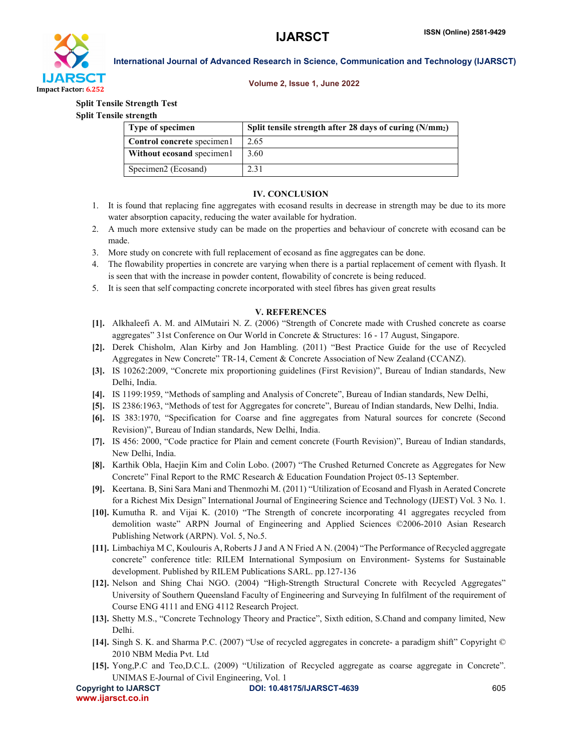**Split Tensile Strength Test**

**Split Tensile strength**

| **Type of specimen** | **Split tensile strength after 28 days of curing ($N/mm_2$)** |
|---|---|
| **Control concrete** specimen1 | 2.65 |
| **Without ecosand** specimen1 | 3.60 |
| Specimen2 (Ecosand) | 2.31 |

## IV. CONCLUSION

1. It is found that replacing fine aggregates with ecosand results in decrease in strength may be due to its more water absorption capacity, reducing the water available for hydration.
2. A much more extensive study can be made on the properties and behaviour of concrete with ecosand can be made.
3. More study on concrete with full replacement of ecosand as fine aggregates can be done.
4. The flowability properties in concrete are varying when there is a partial replacement of cement with flyash. It is seen that with the increase in powder content, flowability of concrete is being reduced.
5. It is seen that self compacting concrete incorporated with steel fibres has given great results

## V. REFERENCES

**[1].** Alkhaleefi A. M. and AlMutairi N. Z. (2006) "Strength of Concrete made with Crushed concrete as coarse aggregates" 31st Conference on Our World in Concrete & Structures: 16 - 17 August, Singapore.

**[2].** Derek Chisholm, Alan Kirby and Jon Hambling. (2011) "Best Practice Guide for the use of Recycled Aggregates in New Concrete" TR-14, Cement & Concrete Association of New Zealand (CCANZ).

**[3].** IS 10262:2009, "Concrete mix proportioning guidelines (First Revision)", Bureau of Indian standards, New Delhi, India.

**[4].** IS 1199:1959, "Methods of sampling and Analysis of Concrete", Bureau of Indian standards, New Delhi,

**[5].** IS 2386:1963, "Methods of test for Aggregates for concrete", Bureau of Indian standards, New Delhi, India.

**[6].** IS 383:1970, "Specification for Coarse and fine aggregates from Natural sources for concrete (Second Revision)", Bureau of Indian standards, New Delhi, India.

**[7].** IS 456: 2000, "Code practice for Plain and cement concrete (Fourth Revision)", Bureau of Indian standards, New Delhi, India.

**[8].** Karthik Obla, Haejin Kim and Colin Lobo. (2007) "The Crushed Returned Concrete as Aggregates for New Concrete" Final Report to the RMC Research & Education Foundation Project 05-13 September.

**[9].** Keertana. B, Sini Sara Mani and Thenmozhi M. (2011) "Utilization of Ecosand and Flyash in Aerated Concrete for a Richest Mix Design" International Journal of Engineering Science and Technology (IJEST) Vol. 3 No. 1.

**[10].** Kumutha R. and Vijai K. (2010) "The Strength of concrete incorporating 41 aggregates recycled from demolition waste" ARPN Journal of Engineering and Applied Sciences ©2006-2010 Asian Research Publishing Network (ARPN). Vol. 5, No.5.

**[11].** Limbachiya M C, Koulouris A, Roberts J J and A N Fried A N. (2004) "The Performance of Recycled aggregate concrete" conference title: RILEM International Symposium on Environment- Systems for Sustainable development. Published by RILEM Publications SARL. pp.127-136

**[12].** Nelson and Shing Chai NGO. (2004) "High-Strength Structural Concrete with Recycled Aggregates" University of Southern Queensland Faculty of Engineering and Surveying In fulfilment of the requirement of Course ENG 4111 and ENG 4112 Research Project.

**[13].** Shetty M.S., "Concrete Technology Theory and Practice", Sixth edition, S.Chand and company limited, New Delhi.

**[14].** Singh S. K. and Sharma P.C. (2007) "Use of recycled aggregates in concrete- a paradigm shift" Copyright © 2010 NBM Media Pvt. Ltd

**[15].** Yong,P.C and Teo,D.C.L. (2009) "Utilization of Recycled aggregate as coarse aggregate in Concrete". UNIMAS E-Journal of Civil Engineering, Vol. 1